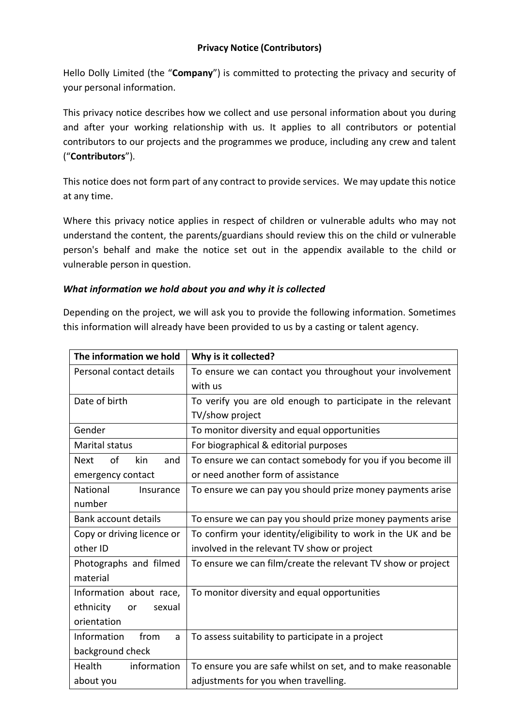**Privacy Notice (Contributors)**

Hello Dolly Limited (the "**Company**") is committed to protecting the privacy and security of your personal information.

This privacy notice describes how we collect and use personal information about you during and after your working relationship with us. It applies to all contributors or potential contributors to our projects and the programmes we produce, including any crew and talent ("**Contributors**").

This notice does not form part of any contract to provide services. We may update this notice at any time.

Where this privacy notice applies in respect of children or vulnerable adults who may not understand the content, the parents/guardians should review this on the child or vulnerable person's behalf and make the notice set out in the appendix available to the child or vulnerable person in question.

***What information we hold about you and why it is collected***

Depending on the project, we will ask you to provide the following information. Sometimes this information will already have been provided to us by a casting or talent agency.

| The information we hold | Why is it collected? |
|---|---|
| Personal contact details | To ensure we can contact you throughout your involvement with us |
| Date of birth | To verify you are old enough to participate in the relevant TV/show project |
| Gender | To monitor diversity and equal opportunities |
| Marital status | For biographical & editorial purposes |
| Next of kin and emergency contact | To ensure we can contact somebody for you if you become ill or need another form of assistance |
| National Insurance number | To ensure we can pay you should prize money payments arise |
| Bank account details | To ensure we can pay you should prize money payments arise |
| Copy or driving licence or other ID | To confirm your identity/eligibility to work in the UK and be involved in the relevant TV show or project |
| Photographs and filmed material | To ensure we can film/create the relevant TV show or project |
| Information about race, ethnicity or sexual orientation | To monitor diversity and equal opportunities |
| Information from a background check | To assess suitability to participate in a project |
| Health information about you | To ensure you are safe whilst on set, and to make reasonable adjustments for you when travelling. |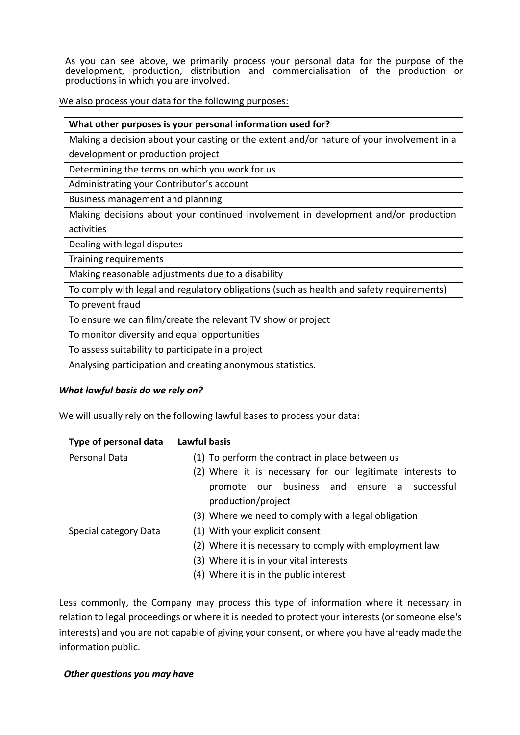As you can see above, we primarily process your personal data for the purpose of the development, production, distribution and commercialisation of the production or productions in which you are involved.

We also process your data for the following purposes:

| What other purposes is your personal information used for? |
| --- |
| Making a decision about your casting or the extent and/or nature of your involvement in a development or production project |
| Determining the terms on which you work for us |
| Administrating your Contributor's account |
| Business management and planning |
| Making decisions about your continued involvement in development and/or production activities |
| Dealing with legal disputes |
| Training requirements |
| Making reasonable adjustments due to a disability |
| To comply with legal and regulatory obligations (such as health and safety requirements) |
| To prevent fraud |
| To ensure we can film/create the relevant TV show or project |
| To monitor diversity and equal opportunities |
| To assess suitability to participate in a project |
| Analysing participation and creating anonymous statistics. |

***What lawful basis do we rely on?***

We will usually rely on the following lawful bases to process your data:

| Type of personal data | Lawful basis |
| --- | --- |
| Personal Data | (1) To perform the contract in place between us<br>(2) Where it is necessary for our legitimate interests to promote our business and ensure a successful production/project<br>(3) Where we need to comply with a legal obligation |
| Special category Data | (1) With your explicit consent<br>(2) Where it is necessary to comply with employment law<br>(3) Where it is in your vital interests<br>(4) Where it is in the public interest |

Less commonly, the Company may process this type of information where it necessary in relation to legal proceedings or where it is needed to protect your interests (or someone else's interests) and you are not capable of giving your consent, or where you have already made the information public.

***Other questions you may have***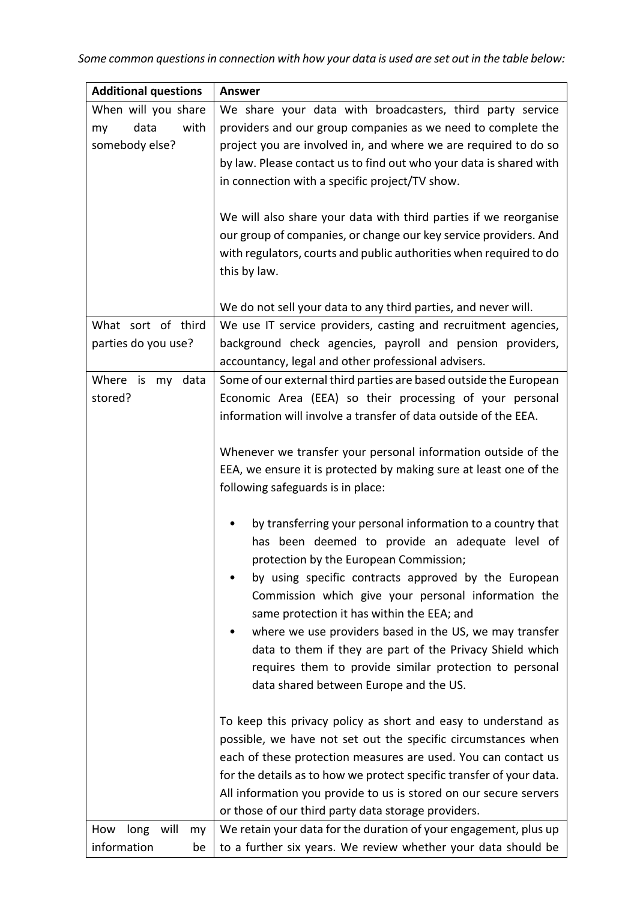*Some common questions in connection with how your data is used are set out in the table below:*

| Additional questions | Answer |
|---|---|
| When will you share my data with somebody else? | We share your data with broadcasters, third party service providers and our group companies as we need to complete the project you are involved in, and where we are required to do so by law. Please contact us to find out who your data is shared with in connection with a specific project/TV show.<br><br>We will also share your data with third parties if we reorganise our group of companies, or change our key service providers. And with regulators, courts and public authorities when required to do this by law.<br><br>We do not sell your data to any third parties, and never will. |
| What sort of third parties do you use? | We use IT service providers, casting and recruitment agencies, background check agencies, payroll and pension providers, accountancy, legal and other professional advisers. |
| Where is my data stored? | Some of our external third parties are based outside the European Economic Area (EEA) so their processing of your personal information will involve a transfer of data outside of the EEA.<br><br>Whenever we transfer your personal information outside of the EEA, we ensure it is protected by making sure at least one of the following safeguards is in place:<br><br>• by transferring your personal information to a country that has been deemed to provide an adequate level of protection by the European Commission;<br>• by using specific contracts approved by the European Commission which give your personal information the same protection it has within the EEA; and<br>• where we use providers based in the US, we may transfer data to them if they are part of the Privacy Shield which requires them to provide similar protection to personal data shared between Europe and the US.<br><br>To keep this privacy policy as short and easy to understand as possible, we have not set out the specific circumstances when each of these protection measures are used. You can contact us for the details as to how we protect specific transfer of your data. All information you provide to us is stored on our secure servers or those of our third party data storage providers. |
| How long will my information be | We retain your data for the duration of your engagement, plus up to a further six years. We review whether your data should be |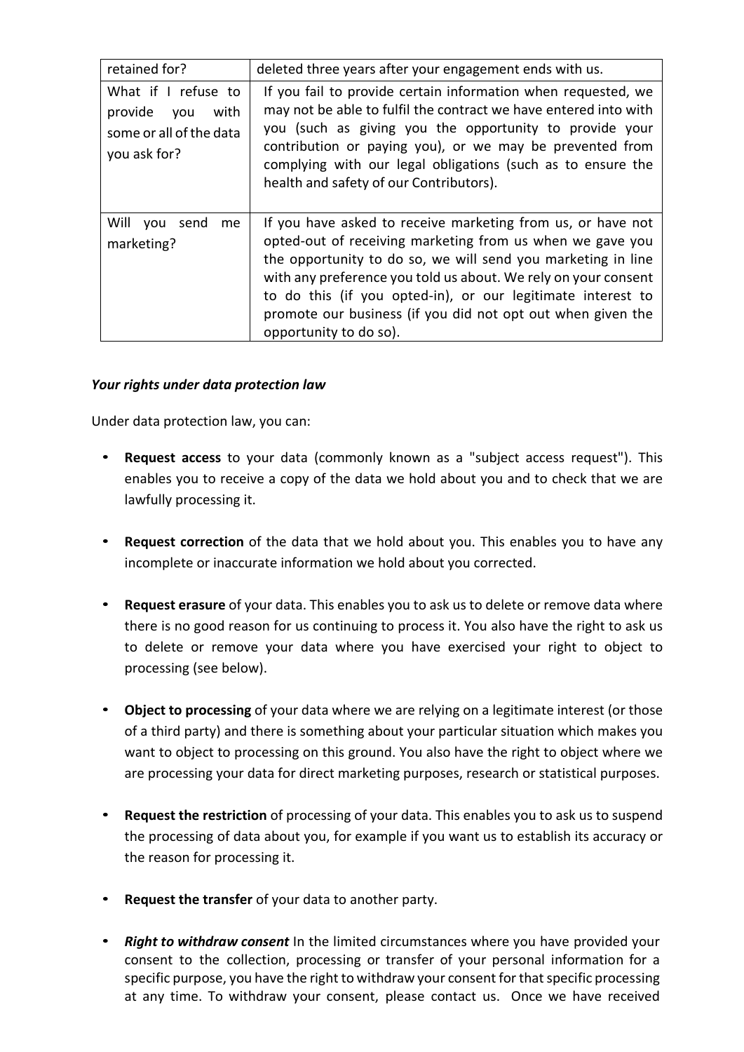| retained for? | deleted three years after your engagement ends with us. |
|---|---|
| What if I refuse to provide you with some or all of the data you ask for? | If you fail to provide certain information when requested, we may not be able to fulfil the contract we have entered into with you (such as giving you the opportunity to provide your contribution or paying you), or we may be prevented from complying with our legal obligations (such as to ensure the health and safety of our Contributors). |
| Will you send me marketing? | If you have asked to receive marketing from us, or have not opted-out of receiving marketing from us when we gave you the opportunity to do so, we will send you marketing in line with any preference you told us about. We rely on your consent to do this (if you opted-in), or our legitimate interest to promote our business (if you did not opt out when given the opportunity to do so). |

***Your rights under data protection law***

Under data protection law, you can:

- **Request access** to your data (commonly known as a "subject access request"). This enables you to receive a copy of the data we hold about you and to check that we are lawfully processing it.

- **Request correction** of the data that we hold about you. This enables you to have any incomplete or inaccurate information we hold about you corrected.

- **Request erasure** of your data. This enables you to ask us to delete or remove data where there is no good reason for us continuing to process it. You also have the right to ask us to delete or remove your data where you have exercised your right to object to processing (see below).

- **Object to processing** of your data where we are relying on a legitimate interest (or those of a third party) and there is something about your particular situation which makes you want to object to processing on this ground. You also have the right to object where we are processing your data for direct marketing purposes, research or statistical purposes.

- **Request the restriction** of processing of your data. This enables you to ask us to suspend the processing of data about you, for example if you want us to establish its accuracy or the reason for processing it.

- **Request the transfer** of your data to another party.

- ***Right to withdraw consent*** In the limited circumstances where you have provided your consent to the collection, processing or transfer of your personal information for a specific purpose, you have the right to withdraw your consent for that specific processing at any time. To withdraw your consent, please contact us. Once we have received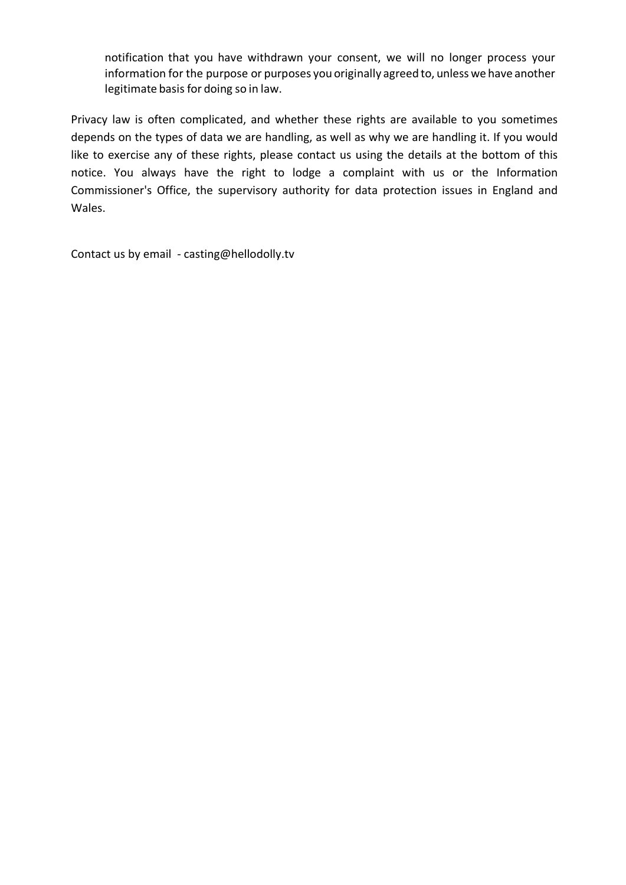notification that you have withdrawn your consent, we will no longer process your information for the purpose or purposes you originally agreed to, unless we have another legitimate basis for doing so in law.

Privacy law is often complicated, and whether these rights are available to you sometimes depends on the types of data we are handling, as well as why we are handling it. If you would like to exercise any of these rights, please contact us using the details at the bottom of this notice. You always have the right to lodge a complaint with us or the Information Commissioner's Office, the supervisory authority for data protection issues in England and Wales.

Contact us by email - casting@hellodolly.tv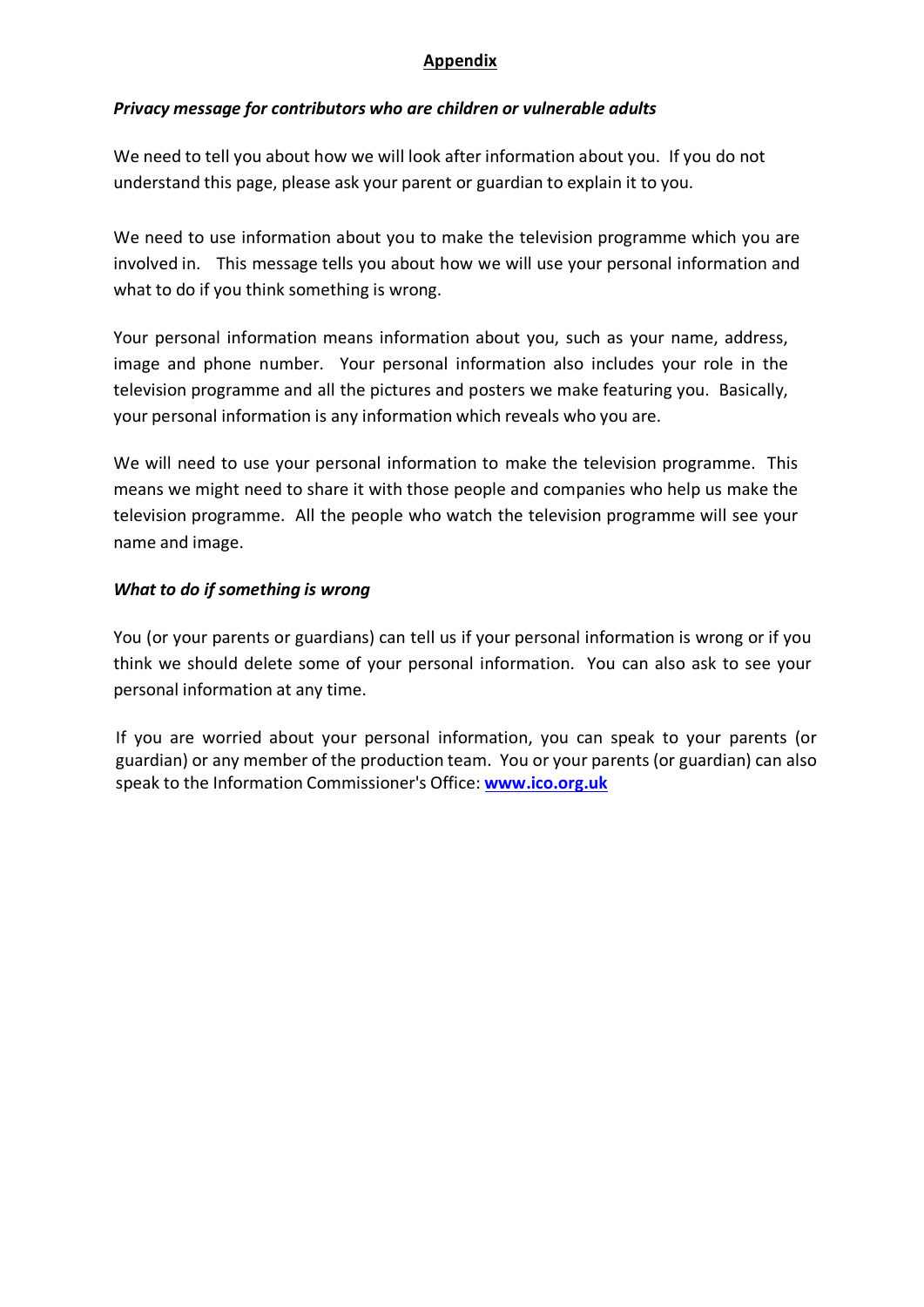## Appendix

***Privacy message for contributors who are children or vulnerable adults***

We need to tell you about how we will look after information about you. If you do not understand this page, please ask your parent or guardian to explain it to you.

We need to use information about you to make the television programme which you are involved in. This message tells you about how we will use your personal information and what to do if you think something is wrong.

Your personal information means information about you, such as your name, address, image and phone number. Your personal information also includes your role in the television programme and all the pictures and posters we make featuring you. Basically, your personal information is any information which reveals who you are.

We will need to use your personal information to make the television programme. This means we might need to share it with those people and companies who help us make the television programme. All the people who watch the television programme will see your name and image.

***What to do if something is wrong***

You (or your parents or guardians) can tell us if your personal information is wrong or if you think we should delete some of your personal information. You can also ask to see your personal information at any time.

If you are worried about your personal information, you can speak to your parents (or guardian) or any member of the production team. You or your parents (or guardian) can also speak to the Information Commissioner's Office: **www.ico.org.uk**